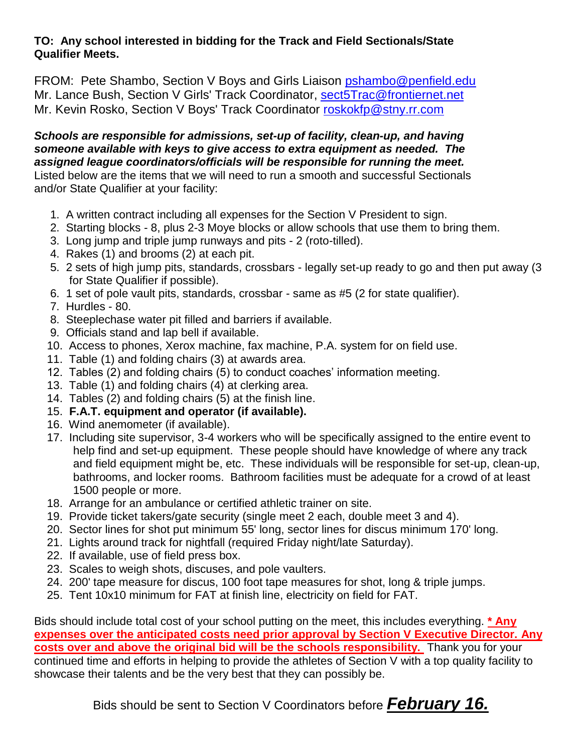**TO: Any school interested in bidding for the Track and Field Sectionals/State Qualifier Meets.**

FROM: Pete Shambo, Section V Boys and Girls Liaison pshambo@penfield.edu
Mr. Lance Bush, Section V Girls' Track Coordinator, sect5Trac@frontiernet.net
Mr. Kevin Rosko, Section V Boys' Track Coordinator roskokfp@stny.rr.com

***Schools are responsible for admissions, set-up of facility, clean-up, and having someone available with keys to give access to extra equipment as needed. The assigned league coordinators/officials will be responsible for running the meet.*** Listed below are the items that we will need to run a smooth and successful Sectionals and/or State Qualifier at your facility:

1. A written contract including all expenses for the Section V President to sign.
2. Starting blocks - 8, plus 2-3 Moye blocks or allow schools that use them to bring them.
3. Long jump and triple jump runways and pits - 2 (roto-tilled).
4. Rakes (1) and brooms (2) at each pit.
5. 2 sets of high jump pits, standards, crossbars - legally set-up ready to go and then put away (3 for State Qualifier if possible).
6. 1 set of pole vault pits, standards, crossbar - same as #5 (2 for state qualifier).
7. Hurdles - 80.
8. Steeplechase water pit filled and barriers if available.
9. Officials stand and lap bell if available.
10. Access to phones, Xerox machine, fax machine, P.A. system for on field use.
11. Table (1) and folding chairs (3) at awards area.
12. Tables (2) and folding chairs (5) to conduct coaches' information meeting.
13. Table (1) and folding chairs (4) at clerking area.
14. Tables (2) and folding chairs (5) at the finish line.
15. **F.A.T. equipment and operator (if available).**
16. Wind anemometer (if available).
17. Including site supervisor, 3-4 workers who will be specifically assigned to the entire event to help find and set-up equipment. These people should have knowledge of where any track and field equipment might be, etc. These individuals will be responsible for set-up, clean-up, bathrooms, and locker rooms. Bathroom facilities must be adequate for a crowd of at least 1500 people or more.
18. Arrange for an ambulance or certified athletic trainer on site.
19. Provide ticket takers/gate security (single meet 2 each, double meet 3 and 4).
20. Sector lines for shot put minimum 55' long, sector lines for discus minimum 170' long.
21. Lights around track for nightfall (required Friday night/late Saturday).
22. If available, use of field press box.
23. Scales to weigh shots, discuses, and pole vaulters.
24. 200' tape measure for discus, 100 foot tape measures for shot, long & triple jumps.
25. Tent 10x10 minimum for FAT at finish line, electricity on field for FAT.

Bids should include total cost of your school putting on the meet, this includes everything. **\* Any expenses over the anticipated costs need prior approval by Section V Executive Director. Any costs over and above the original bid will be the schools responsibility.** Thank you for your continued time and efforts in helping to provide the athletes of Section V with a top quality facility to showcase their talents and be the very best that they can possibly be.

Bids should be sent to Section V Coordinators before ***February 16.***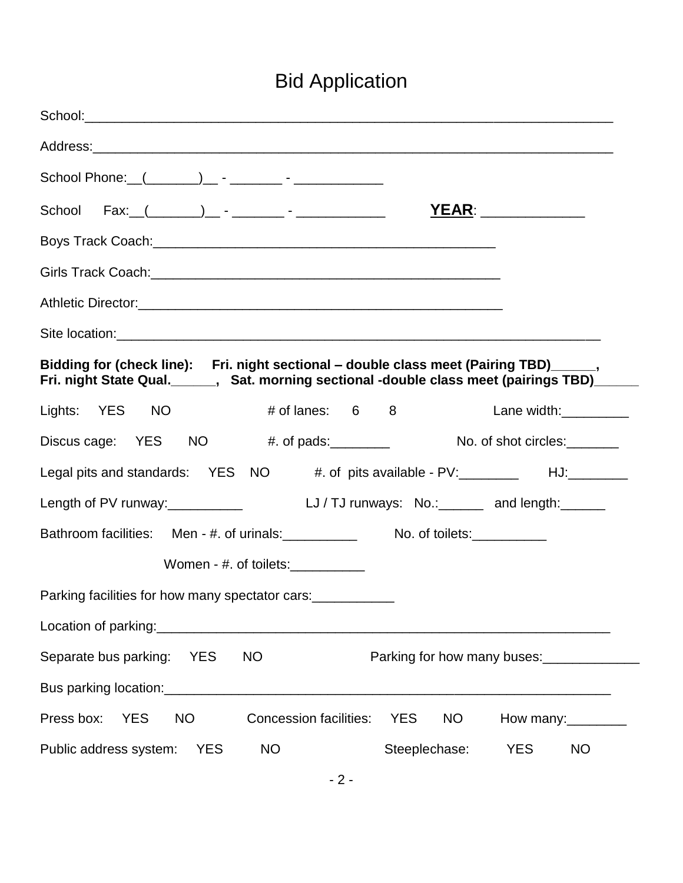# Bid Application

School:___________________________________________________________________________

Address:__________________________________________________________________________

School Phone:__(_______)__ - _______ - ____________

School Fax:__(_______)__ - _______ - ____________ **YEAR**: ______________

Boys Track Coach:_________________________________________________

Girls Track Coach:_________________________________________________

Athletic Director:___________________________________________________

Site location:_______________________________________________________________________

**Bidding for (check line): Fri. night sectional – double class meet (Pairing TBD)______, Fri. night State Qual.______, Sat. morning sectional -double class meet (pairings TBD)______**

Lights: YES NO # of lanes: 6 8 Lane width:_________

Discus cage: YES NO #. of pads:________ No. of shot circles:_______

Legal pits and standards: YES NO #. of pits available - PV:________ HJ:________

Length of PV runway:__________ LJ / TJ runways: No.:______ and length:______

Bathroom facilities: Men - #. of urinals:__________ No. of toilets:__________

Women - #. of toilets:__________

Parking facilities for how many spectator cars:___________

Location of parking:_________________________________________________________________

Separate bus parking: YES NO Parking for how many buses:_____________

Bus parking location:_________________________________________________________________

Press box: YES NO Concession facilities: YES NO How many:________

Public address system: YES NO Steeplechase: YES NO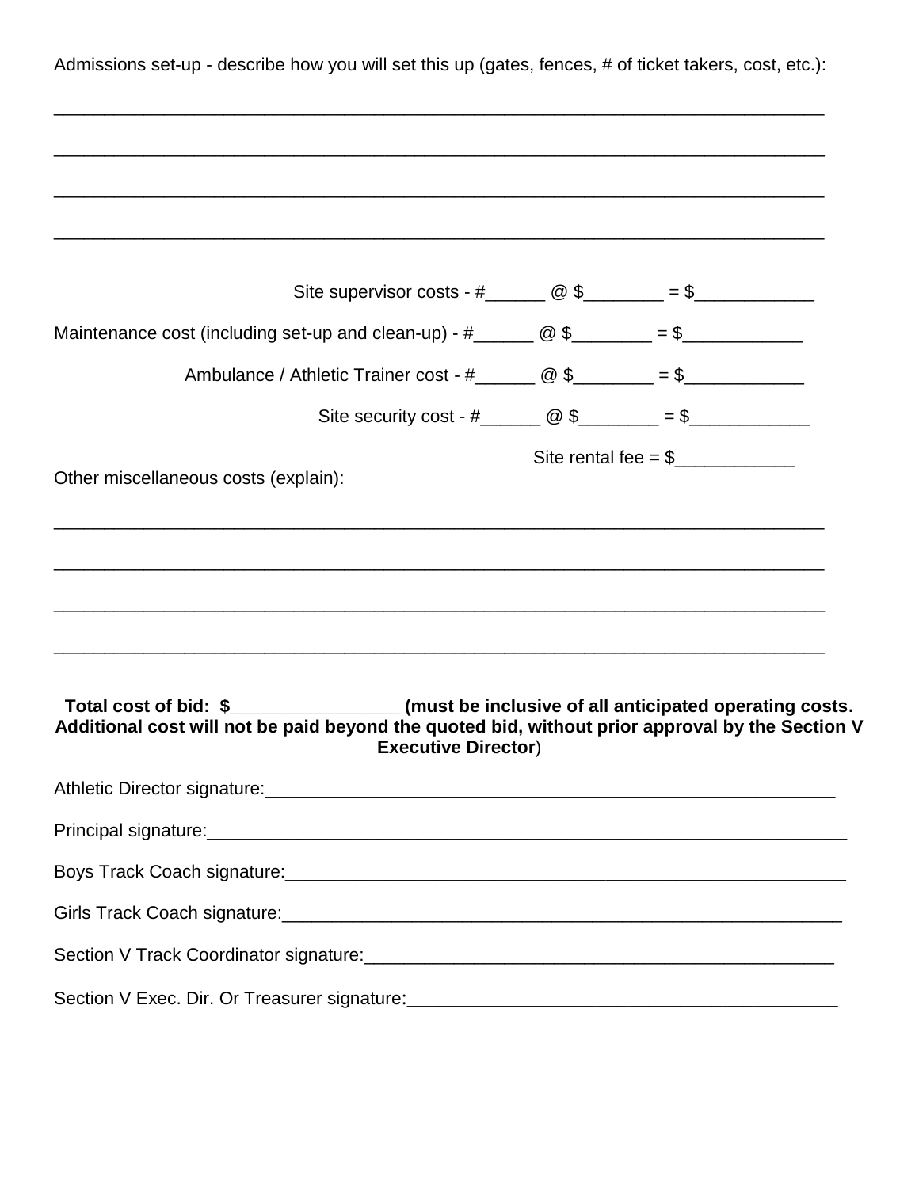Admissions set-up - describe how you will set this up (gates, fences, # of ticket takers, cost, etc.):

_______________________________________________________________________________

_______________________________________________________________________________

_______________________________________________________________________________

_______________________________________________________________________________

Site supervisor costs - #______ @ $________ = $____________

Maintenance cost (including set-up and clean-up) - #______ @ $________ = $____________

Ambulance / Athletic Trainer cost - #______ @ $________ = $____________

Site security cost - #______ @ $________ = $____________

Site rental fee = $____________

Other miscellaneous costs (explain):

_______________________________________________________________________________

_______________________________________________________________________________

_______________________________________________________________________________

_______________________________________________________________________________

**Total cost of bid: $________________ (must be inclusive of all anticipated operating costs. Additional cost will not be paid beyond the quoted bid, without prior approval by the Section V Executive Director**)

Athletic Director signature:____________________________________________________________

Principal signature:_________________________________________________________________

Boys Track Coach signature:___________________________________________________________

Girls Track Coach signature:___________________________________________________________

Section V Track Coordinator signature:_________________________________________________

Section V Exec. Dir. Or Treasurer signature:_____________________________________________